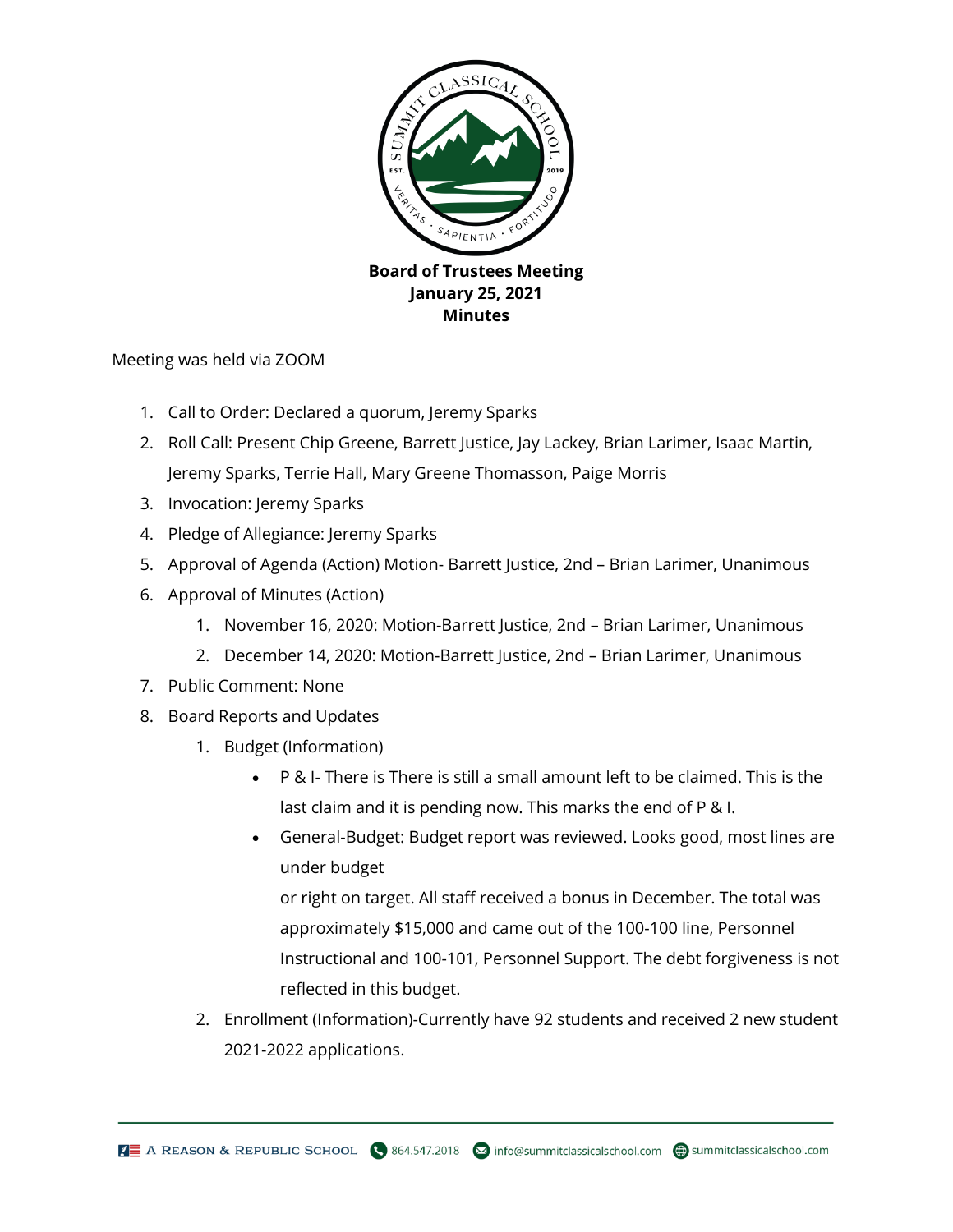**Board of Trustees Meeting**
**January 25, 2021**
**Minutes**

Meeting was held via ZOOM

1. Call to Order: Declared a quorum, Jeremy Sparks
2. Roll Call: Present Chip Greene, Barrett Justice, Jay Lackey, Brian Larimer, Isaac Martin, Jeremy Sparks, Terrie Hall, Mary Greene Thomasson, Paige Morris
3. Invocation: Jeremy Sparks
4. Pledge of Allegiance: Jeremy Sparks
5. Approval of Agenda (Action) Motion- Barrett Justice, 2nd – Brian Larimer, Unanimous
6. Approval of Minutes (Action)
    1. November 16, 2020: Motion-Barrett Justice, 2nd – Brian Larimer, Unanimous
    2. December 14, 2020: Motion-Barrett Justice, 2nd – Brian Larimer, Unanimous
7. Public Comment: None
8. Board Reports and Updates
    1. Budget (Information)
        - P & I- There is There is still a small amount left to be claimed. This is the last claim and it is pending now. This marks the end of P & I.
        - General-Budget: Budget report was reviewed. Looks good, most lines are under budget
          or right on target. All staff received a bonus in December. The total was approximately $15,000 and came out of the 100-100 line, Personnel Instructional and 100-101, Personnel Support. The debt forgiveness is not reflected in this budget.
    2. Enrollment (Information)-Currently have 92 students and received 2 new student 2021-2022 applications.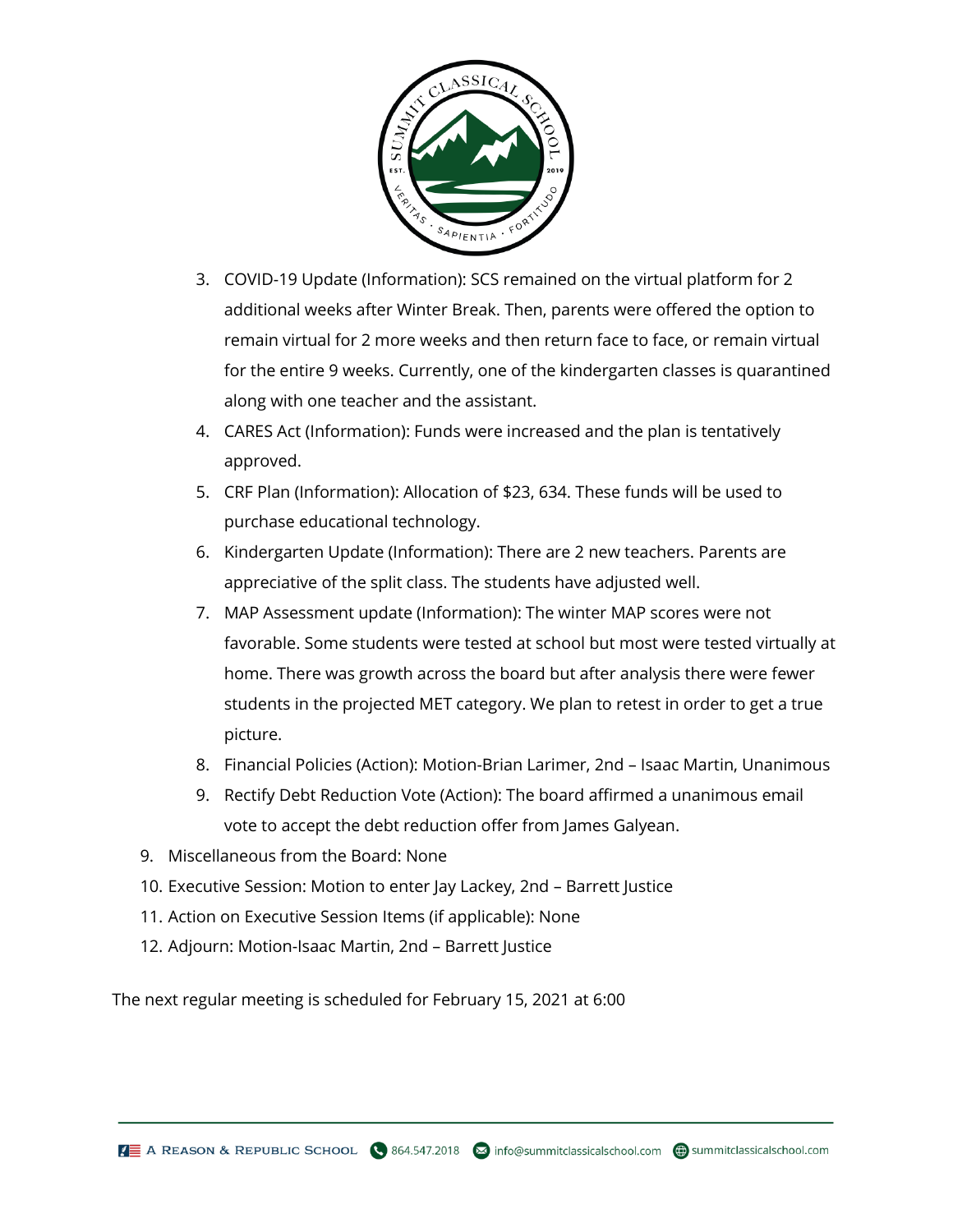3. COVID-19 Update (Information): SCS remained on the virtual platform for 2 additional weeks after Winter Break. Then, parents were offered the option to remain virtual for 2 more weeks and then return face to face, or remain virtual for the entire 9 weeks. Currently, one of the kindergarten classes is quarantined along with one teacher and the assistant.
4. CARES Act (Information): Funds were increased and the plan is tentatively approved.
5. CRF Plan (Information): Allocation of $23, 634. These funds will be used to purchase educational technology.
6. Kindergarten Update (Information): There are 2 new teachers. Parents are appreciative of the split class. The students have adjusted well.
7. MAP Assessment update (Information): The winter MAP scores were not favorable. Some students were tested at school but most were tested virtually at home. There was growth across the board but after analysis there were fewer students in the projected MET category. We plan to retest in order to get a true picture.
8. Financial Policies (Action): Motion-Brian Larimer, 2nd – Isaac Martin, Unanimous
9. Rectify Debt Reduction Vote (Action): The board affirmed a unanimous email vote to accept the debt reduction offer from James Galyean.

9. Miscellaneous from the Board: None
10. Executive Session: Motion to enter Jay Lackey, 2nd – Barrett Justice
11. Action on Executive Session Items (if applicable): None
12. Adjourn: Motion-Isaac Martin, 2nd – Barrett Justice

The next regular meeting is scheduled for February 15, 2021 at 6:00